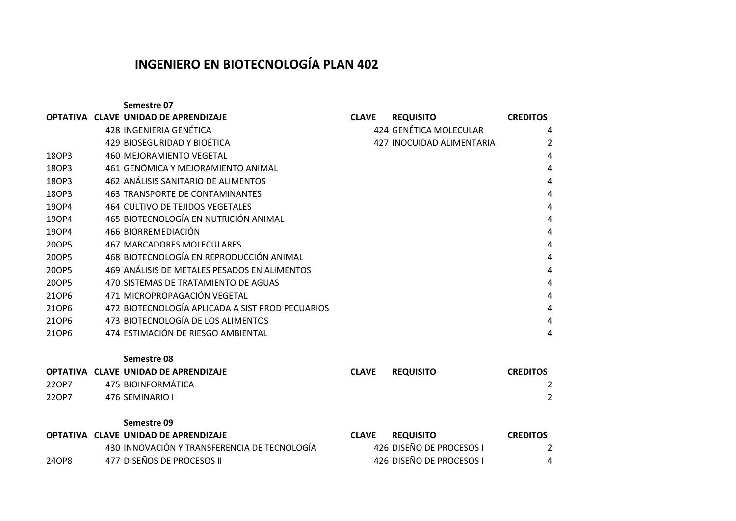# INGENIERO EN BIOTECNOLOGÍA PLAN 402

### Semestre 07

| OPTATIVA | CLAVE | UNIDAD DE APRENDIZAJE | CLAVE | REQUISITO | CREDITOS |
|---|---|---|---|---|---|
| | 428 | INGENIERIA GENÉTICA | 424 | GENÉTICA MOLECULAR | 4 |
| | 429 | BIOSEGURIDAD Y BIOÉTICA | 427 | INOCUIDAD ALIMENTARIA | 2 |
| 18OP3 | 460 | MEJORAMIENTO VEGETAL | | | 4 |
| 18OP3 | 461 | GENÓMICA Y MEJORAMIENTO ANIMAL | | | 4 |
| 18OP3 | 462 | ANÁLISIS SANITARIO DE ALIMENTOS | | | 4 |
| 18OP3 | 463 | TRANSPORTE DE CONTAMINANTES | | | 4 |
| 19OP4 | 464 | CULTIVO DE TEJIDOS VEGETALES | | | 4 |
| 19OP4 | 465 | BIOTECNOLOGÍA EN NUTRICIÓN ANIMAL | | | 4 |
| 19OP4 | 466 | BIORREMEDIACIÓN | | | 4 |
| 20OP5 | 467 | MARCADORES MOLECULARES | | | 4 |
| 20OP5 | 468 | BIOTECNOLOGÍA EN REPRODUCCIÓN ANIMAL | | | 4 |
| 20OP5 | 469 | ANÁLISIS DE METALES PESADOS EN ALIMENTOS | | | 4 |
| 20OP5 | 470 | SISTEMAS DE TRATAMIENTO DE AGUAS | | | 4 |
| 21OP6 | 471 | MICROPROPAGACIÓN VEGETAL | | | 4 |
| 21OP6 | 472 | BIOTECNOLOGÍA APLICADA A SIST PROD PECUARIOS | | | 4 |
| 21OP6 | 473 | BIOTECNOLOGÍA DE LOS ALIMENTOS | | | 4 |
| 21OP6 | 474 | ESTIMACIÓN DE RIESGO AMBIENTAL | | | 4 |

### Semestre 08

| OPTATIVA | CLAVE | UNIDAD DE APRENDIZAJE | CLAVE | REQUISITO | CREDITOS |
|---|---|---|---|---|---|
| 22OP7 | 475 | BIOINFORMÁTICA | | | 2 |
| 22OP7 | 476 | SEMINARIO I | | | 2 |

### Semestre 09

| OPTATIVA | CLAVE | UNIDAD DE APRENDIZAJE | CLAVE | REQUISITO | CREDITOS |
|---|---|---|---|---|---|
| | 430 | INNOVACIÓN Y TRANSFERENCIA DE TECNOLOGÍA | 426 | DISEÑO DE PROCESOS I | 2 |
| 24OP8 | 477 | DISEÑOS DE PROCESOS II | 426 | DISEÑO DE PROCESOS I | 4 |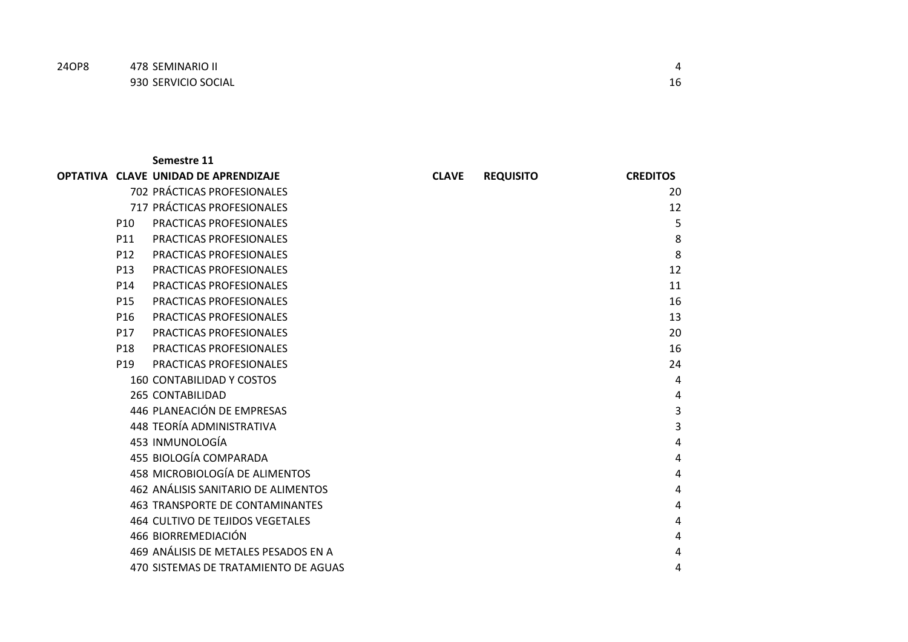| OPTATIVA | CLAVE | UNIDAD DE APRENDIZAJE | CLAVE | REQUISITO | CREDITOS |
|---|---|---|---|---|---|
| 24OP8 | 478 | SEMINARIO II | | | 4 |
| | 930 | SERVICIO SOCIAL | | | 16 |

**Semestre 11**

| OPTATIVA | CLAVE | UNIDAD DE APRENDIZAJE | CLAVE | REQUISITO | CREDITOS |
|---|---|---|---|---|---|
| | 702 | PRÁCTICAS PROFESIONALES | | | 20 |
| | 717 | PRÁCTICAS PROFESIONALES | | | 12 |
| | P10 | PRACTICAS PROFESIONALES | | | 5 |
| | P11 | PRACTICAS PROFESIONALES | | | 8 |
| | P12 | PRACTICAS PROFESIONALES | | | 8 |
| | P13 | PRACTICAS PROFESIONALES | | | 12 |
| | P14 | PRACTICAS PROFESIONALES | | | 11 |
| | P15 | PRACTICAS PROFESIONALES | | | 16 |
| | P16 | PRACTICAS PROFESIONALES | | | 13 |
| | P17 | PRACTICAS PROFESIONALES | | | 20 |
| | P18 | PRACTICAS PROFESIONALES | | | 16 |
| | P19 | PRACTICAS PROFESIONALES | | | 24 |
| | 160 | CONTABILIDAD Y COSTOS | | | 4 |
| | 265 | CONTABILIDAD | | | 4 |
| | 446 | PLANEACIÓN DE EMPRESAS | | | 3 |
| | 448 | TEORÍA ADMINISTRATIVA | | | 3 |
| | 453 | INMUNOLOGÍA | | | 4 |
| | 455 | BIOLOGÍA COMPARADA | | | 4 |
| | 458 | MICROBIOLOGÍA DE ALIMENTOS | | | 4 |
| | 462 | ANÁLISIS SANITARIO DE ALIMENTOS | | | 4 |
| | 463 | TRANSPORTE DE CONTAMINANTES | | | 4 |
| | 464 | CULTIVO DE TEJIDOS VEGETALES | | | 4 |
| | 466 | BIORREMEDIACIÓN | | | 4 |
| | 469 | ANÁLISIS DE METALES PESADOS EN A | | | 4 |
| | 470 | SISTEMAS DE TRATAMIENTO DE AGUAS | | | 4 |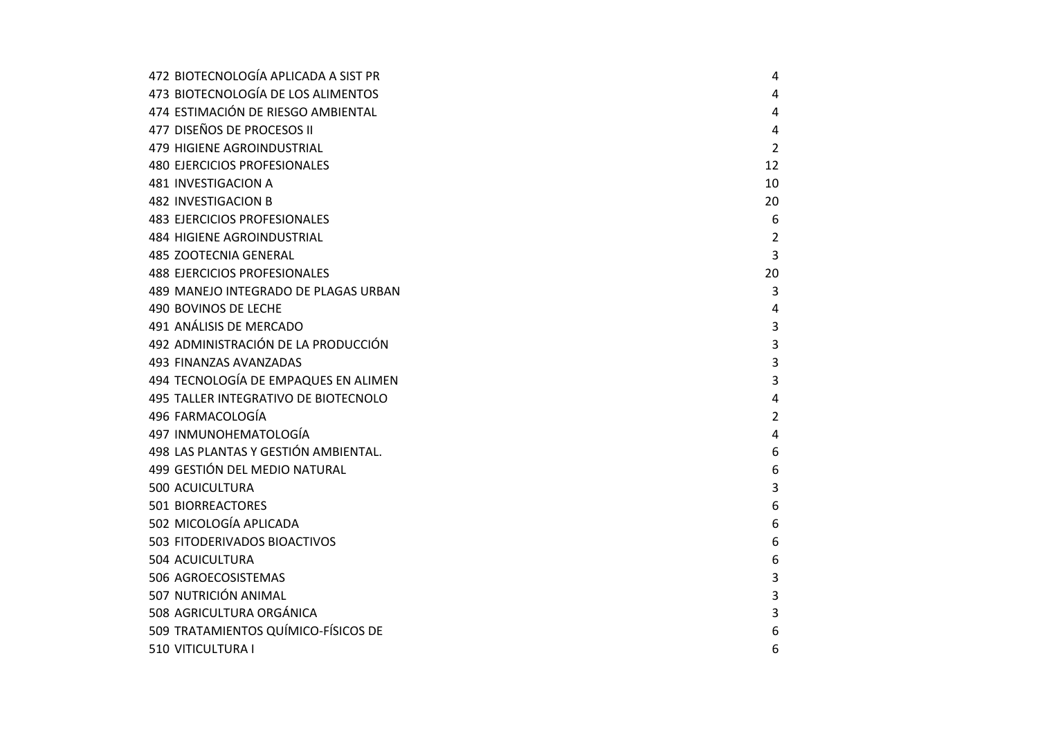| | | |
|---|---|---|
| 472 | BIOTECNOLOGÍA APLICADA A SIST PR | 4 |
| 473 | BIOTECNOLOGÍA DE LOS ALIMENTOS | 4 |
| 474 | ESTIMACIÓN DE RIESGO AMBIENTAL | 4 |
| 477 | DISEÑOS DE PROCESOS II | 4 |
| 479 | HIGIENE AGROINDUSTRIAL | 2 |
| 480 | EJERCICIOS PROFESIONALES | 12 |
| 481 | INVESTIGACION A | 10 |
| 482 | INVESTIGACION B | 20 |
| 483 | EJERCICIOS PROFESIONALES | 6 |
| 484 | HIGIENE AGROINDUSTRIAL | 2 |
| 485 | ZOOTECNIA GENERAL | 3 |
| 488 | EJERCICIOS PROFESIONALES | 20 |
| 489 | MANEJO INTEGRADO DE PLAGAS URBAN | 3 |
| 490 | BOVINOS DE LECHE | 4 |
| 491 | ANÁLISIS DE MERCADO | 3 |
| 492 | ADMINISTRACIÓN DE LA PRODUCCIÓN | 3 |
| 493 | FINANZAS AVANZADAS | 3 |
| 494 | TECNOLOGÍA DE EMPAQUES EN ALIMEN | 3 |
| 495 | TALLER INTEGRATIVO DE BIOTECNOLO | 4 |
| 496 | FARMACOLOGÍA | 2 |
| 497 | INMUNOHEMATOLOGÍA | 4 |
| 498 | LAS PLANTAS Y GESTIÓN AMBIENTAL. | 6 |
| 499 | GESTIÓN DEL MEDIO NATURAL | 6 |
| 500 | ACUICULTURA | 3 |
| 501 | BIORREACTORES | 6 |
| 502 | MICOLOGÍA APLICADA | 6 |
| 503 | FITODERIVADOS BIOACTIVOS | 6 |
| 504 | ACUICULTURA | 6 |
| 506 | AGROECOSISTEMAS | 3 |
| 507 | NUTRICIÓN ANIMAL | 3 |
| 508 | AGRICULTURA ORGÁNICA | 3 |
| 509 | TRATAMIENTOS QUÍMICO-FÍSICOS DE | 6 |
| 510 | VITICULTURA I | 6 |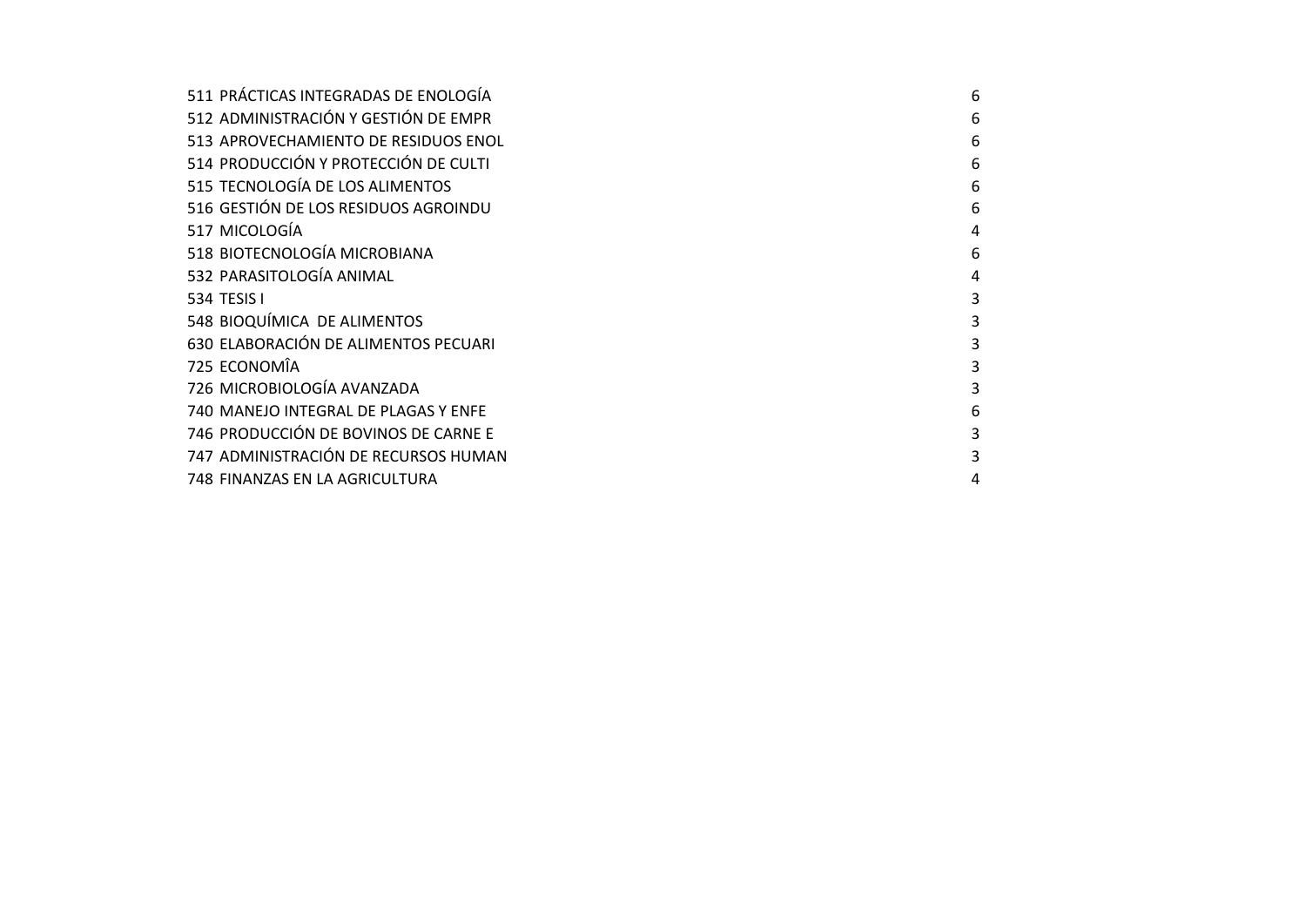| | | |
|---|---|---|
| 511 | PRÁCTICAS INTEGRADAS DE ENOLOGÍA | 6 |
| 512 | ADMINISTRACIÓN Y GESTIÓN DE EMPR | 6 |
| 513 | APROVECHAMIENTO DE RESIDUOS ENOL | 6 |
| 514 | PRODUCCIÓN Y PROTECCIÓN DE CULTI | 6 |
| 515 | TECNOLOGÍA DE LOS ALIMENTOS | 6 |
| 516 | GESTIÓN DE LOS RESIDUOS AGROINDU | 6 |
| 517 | MICOLOGÍA | 4 |
| 518 | BIOTECNOLOGÍA MICROBIANA | 6 |
| 532 | PARASITOLOGÍA ANIMAL | 4 |
| 534 | TESIS I | 3 |
| 548 | BIOQUÍMICA DE ALIMENTOS | 3 |
| 630 | ELABORACIÓN DE ALIMENTOS PECUARI | 3 |
| 725 | ECONOMÎA | 3 |
| 726 | MICROBIOLOGÍA AVANZADA | 3 |
| 740 | MANEJO INTEGRAL DE PLAGAS Y ENFE | 6 |
| 746 | PRODUCCIÓN DE BOVINOS DE CARNE E | 3 |
| 747 | ADMINISTRACIÓN DE RECURSOS HUMAN | 3 |
| 748 | FINANZAS EN LA AGRICULTURA | 4 |